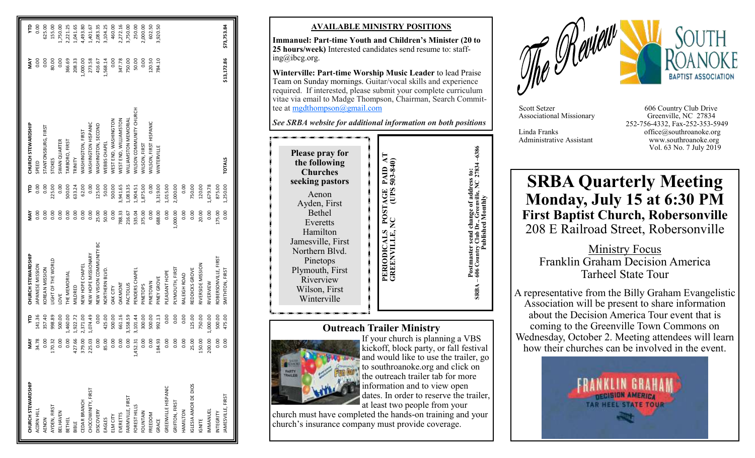| CHURCH STEWARDSHIP | MAY | YTD | CHURCH STEWARDSHIP | MAY | YTD | CHURCH STEWARDSHIP | MAY | YTD |
|---|---|---|---|---|---|---|---|---|
| ACORN HILL | 34.78 | 141.36 | JAPANESE MISSION | 0.00 | 0.00 | SPEED | 0.00 | 0.00 |
| AENON | 0.00 | 357.40 | KOREAN MISSION | 0.00 | 0.00 | STANTONSBURG, FIRST | 0.00 | 625.00 |
| AYDEN, FIRST | 170.32 | 998.89 | LIGHT OF THE WORLD | 0.00 | 225.00 | STOKES | 80.00 | 155.00 |
| BELHAVEN | 0.00 | 500.00 | LOVE | 0.00 | 0.00 | SWAN QUARTER | 0.00 | 1,750.00 |
| BETHEL | 0.00 | 1,460.00 | THE MEMORIAL | 0.00 | 500.00 | TARBORO, FIRST | 366.69 | 2,221.25 |
| BIBLE | 427.66 | 1,922.72 | MILDRED | 0.00 | 633.24 | TRINITY | 208.33 | 1,041.65 |
| CEDAR BRANCH | 379.00 | 2,371.00 | NEW HOPE CHAPEL | 0.00 | 62.00 | WASHINGTON, FIRST | 1,000.00 | 4,493.80 |
| CHOCOWINITY, FIRST | 225.03 | 1,074.49 | NEW HOPE MISSIONARY | 0.00 | 0.00 | WASHINGTON HISPANIC | 273.58 | 1,401.67 |
| DISCOVERY | 0.00 | 0.00 | NEW VISION COMMUNITY BC | 25.00 | 125.00 | WASHINGTON, SECOND | 416.67 | 2,083.35 |
| EAGLES | 85.00 | 425.00 | NORTHERN BLVD. | 50.00 | 50.00 | WEBBS CHAPEL | 1,568.14 | 3,104.25 |
| ELM CITY | 0.00 | 500.00 | OAK CITY | 0.00 | 500.00 | WEST END, WASHINGTON | 0.00 | 460.00 |
| EVERETTS | 0.00 | 661.16 | OAKMONT | 788.33 | 3,941.65 | WEST END, WILLIAMSTON | 347.78 | 2,272.16 |
| FARMVILLE, FIRST | 0.00 | 3,558.59 | PACTOLUS | 216.67 | 1,083.35 | WILLIAMSTON MEMORIAL | 750.00 | 3,750.00 |
| FOREST HILLS | 1,452.31 | 3,101.44 | PENDERS CHAPEL | 535.04 | 1,904.51 | WILSON COMMUNITY CHURCH | 50.00 | 250.00 |
| FOUNTAIN | 0.00 | 300.00 | PINETOPS | 375.00 | 1,875.00 | WILSON, FIRST | 0.00 | 2,000.00 |
| FREEDOM | 0.00 | 500.00 | PINETOWN | 0.00 | 0.00 | WILSON, FIRST HISPANIC | 120.50 | 602.50 |
| GRACE | 184.93 | 992.13 | PINEY GROVE | 688.00 | 3,319.00 | WINTERVILLE | 784.10 | 3,920.50 |
| GREENVILLE HISPANIC | 0.00 | 0.00 | PLEASANT HOPE | 0.00 | 1,015.00 | | | |
| GRIFTON, FIRST | 0.00 | 0.00 | PLYMOUTH, FIRST | 1,000.00 | 2,000.00 | | | |
| HAMILTON | 0.00 | 0.00 | RALEIGH ROAD | 0.00 | 0.00 | | | |
| IGLESIA AMOR DE DIOS | 25.00 | 125.00 | REDDICKS GROVE | 0.00 | 750.00 | | | |
| IGNITE | 150.00 | 750.00 | RIVERSIDE MISSION | 20.00 | 120.00 | | | |
| IMMANUEL | 200.00 | 1,000.00 | RIVERVIEW | 0.00 | 1,679.78 | | | |
| INTEGRITY | 0.00 | 500.00 | ROBERSONVILLE, FIRST | 175.00 | 875.00 | | | |
| JAMESVILLE, FIRST | 0.00 | 475.00 | SMITHTON, FIRST | 0.00 | 1,250.00 | TOTALS | $13,172.86 | $73,753.84 |

## AVAILABLE MINISTRY POSITIONS

**Immanuel: Part-time Youth and Children's Minister (20 to 25 hours/week)** Interested candidates send resume to: staffing@ibcg.org.

**Winterville: Part-time Worship Music Leader** to lead Praise Team on Sunday mornings. Guitar/vocal skills and experience required. If interested, please submit your complete curriculum vitae via email to Madge Thompson, Chairman, Search Committee at mgdthompson@gmail.com

*See SRBA website for additional information on both positions*

**Please pray for the following Churches seeking pastors**

Aenon
Ayden, First
Bethel
Everetts
Hamilton
Jamesville, First
Northern Blvd.
Pinetops
Plymouth, First
Riverview
Wilson, First
Winterville

**PERIODICALS POSTAGE PAID AT GREENVILLE, NC (UPS 503-840)**

**Postmaster send change of address to: SRBA – 606 Country Club Dr., Greenville, NC 27834 –6386 Published Monthly**

## Outreach Trailer Ministry

If your church is planning a VBS kickoff, block party, or fall festival and would like to use the trailer, go to southroanoke.org and click on the outreach trailer tab for more information and to view open dates. In order to reserve the trailer, at least two people from your church must have completed the hands-on training and your church's insurance company must provide coverage.

# The Review

SOUTH ROANOKE BAPTIST ASSOCIATION

Scott Setzer
Associational Missionary

Linda Franks
Administrative Assistant

606 Country Club Drive
Greenville, NC 27834
252-756-4332, Fax-252-353-5949
office@southroanoke.org
www.southroanoke.org
Vol. 63 No. 7 July 2019

# SRBA Quarterly Meeting
## Monday, July 15 at 6:30 PM
### First Baptist Church, Robersonville
208 E Railroad Street, Robersonville

Ministry Focus
Franklin Graham Decision America
Tarheel State Tour

A representative from the Billy Graham Evangelistic Association will be present to share information about the Decision America Tour event that is coming to the Greenville Town Commons on Wednesday, October 2. Meeting attendees will learn how their churches can be involved in the event.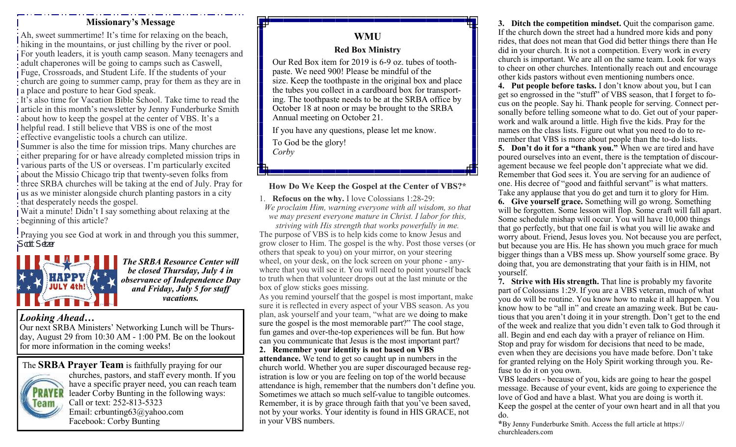## Missionary's Message

Ah, sweet summertime! It's time for relaxing on the beach, hiking in the mountains, or just chilling by the river or pool. For youth leaders, it is youth camp season. Many teenagers and adult chaperones will be going to camps such as Caswell, Fuge, Crossroads, and Student Life. If the students of your church are going to summer camp, pray for them as they are in a place and posture to hear God speak.

It's also time for Vacation Bible School. Take time to read the article in this month's newsletter by Jenny Funderburke Smith about how to keep the gospel at the center of VBS. It's a helpful read. I still believe that VBS is one of the most effective evangelistic tools a church can utilize.

Summer is also the time for mission trips. Many churches are either preparing for or have already completed mission trips in various parts of the US or overseas. I'm particularly excited about the Missio Chicago trip that twenty-seven folks from three SRBA churches will be taking at the end of July. Pray for us as we minister alongside church planting pastors in a city that desperately needs the gospel.

Wait a minute! Didn't I say something about relaxing at the beginning of this article?

Praying you see God at work in and through you this summer,
*Scott Setzer*

***The SRBA Resource Center will be closed Thursday, July 4 in observance of Independence Day and Friday, July 5 for staff vacations.***

### *Looking Ahead…*

Our next SRBA Ministers' Networking Lunch will be Thursday, August 29 from 10:30 AM - 1:00 PM. Be on the lookout for more information in the coming weeks!

The **SRBA Prayer Team** is faithfully praying for our churches, pastors, and staff every month. If you have a specific prayer need, you can reach team leader Corby Bunting in the following ways:
Call or text: 252-813-5323
Email: crbunting63@yahoo.com
Facebook: Corby Bunting

## WMU

### Red Box Ministry

Our Red Box item for 2019 is 6-9 oz. tubes of toothpaste. We need 900! Please be mindful of the size. Keep the toothpaste in the original box and place the tubes you collect in a cardboard box for transporting. The toothpaste needs to be at the SRBA office by October 18 at noon or may be brought to the SRBA Annual meeting on October 21.

If you have any questions, please let me know.

To God be the glory!
*Corby*

### How Do We Keep the Gospel at the Center of VBS?*

1. **Refocus on the why.** I love Colossians 1:28-29:

*We proclaim Him, warning everyone with all wisdom, so that we may present everyone mature in Christ. I labor for this, striving with His strength that works powerfully in me.*

The purpose of VBS is to help kids come to know Jesus and grow closer to Him. The gospel is the why. Post those verses (or others that speak to you) on your mirror, on your steering wheel, on your desk, on the lock screen on your phone - anywhere that you will see it. You will need to point yourself back to truth when that volunteer drops out at the last minute or the box of glow sticks goes missing.

As you remind yourself that the gospel is most important, make sure it is reflected in every aspect of your VBS season. As you plan, ask yourself and your team, "what are we doing to make sure the gospel is the most memorable part?" The cool stage, fun games and over-the-top experiences will be fun. But how can you communicate that Jesus is the most important part?

2. **Remember your identity is not based on VBS attendance.** We tend to get so caught up in numbers in the church world. Whether you are super discouraged because registration is low or you are feeling on top of the world because attendance is high, remember that the numbers don't define you. Sometimes we attach so much self-value to tangible outcomes. Remember, it is by grace through faith that you've been saved, not by your works. Your identity is found in HIS GRACE, not in your VBS numbers.

3. **Ditch the competition mindset.** Quit the comparison game. If the church down the street had a hundred more kids and pony rides, that does not mean that God did better things there than He did in your church. It is not a competition. Every work in every church is important. We are all on the same team. Look for ways to cheer on other churches. Intentionally reach out and encourage other kids pastors without even mentioning numbers once.

4. **Put people before tasks.** I don't know about you, but I can get so engrossed in the "stuff" of VBS season, that I forget to focus on the people. Say hi. Thank people for serving. Connect personally before telling someone what to do. Get out of your paperwork and walk around a little. High five the kids. Pray for the names on the class lists. Figure out what you need to do to remember that VBS is more about people than the to-do lists.

5. **Don't do it for a "thank you."** When we are tired and have poured ourselves into an event, there is the temptation of discouragement because we feel people don't appreciate what we did. Remember that God sees it. You are serving for an audience of one. His decree of "good and faithful servant" is what matters. Take any applause that you do get and turn it to glory for Him.

6. **Give yourself grace.** Something will go wrong. Something will be forgotten. Some lesson will flop. Some craft will fall apart. Some schedule mishap will occur. You will have 10,000 things that go perfectly, but that one fail is what you will lie awake and worry about. Friend, Jesus loves you. Not because you are perfect, but because you are His. He has shown you much grace for much bigger things than a VBS mess up. Show yourself some grace. By doing that, you are demonstrating that your faith is in HIM, not yourself.

7. **Strive with His strength.** That line is probably my favorite part of Colossians 1:29. If you are a VBS veteran, much of what you do will be routine. You know how to make it all happen. You know how to be "all in" and create an amazing week. But be cautious that you aren't doing it in your strength. Don't get to the end of the week and realize that you didn't even talk to God through it all. Begin and end each day with a prayer of reliance on Him. Stop and pray for wisdom for decisions that need to be made, even when they are decisions you have made before. Don't take for granted relying on the Holy Spirit working through you. Refuse to do it on you own.

VBS leaders - because of you, kids are going to hear the gospel message. Because of your event, kids are going to experience the love of God and have a blast. What you are doing is worth it. Keep the gospel at the center of your own heart and in all that you do.

*By Jenny Funderburke Smith. Access the full article at https://churchleaders.com